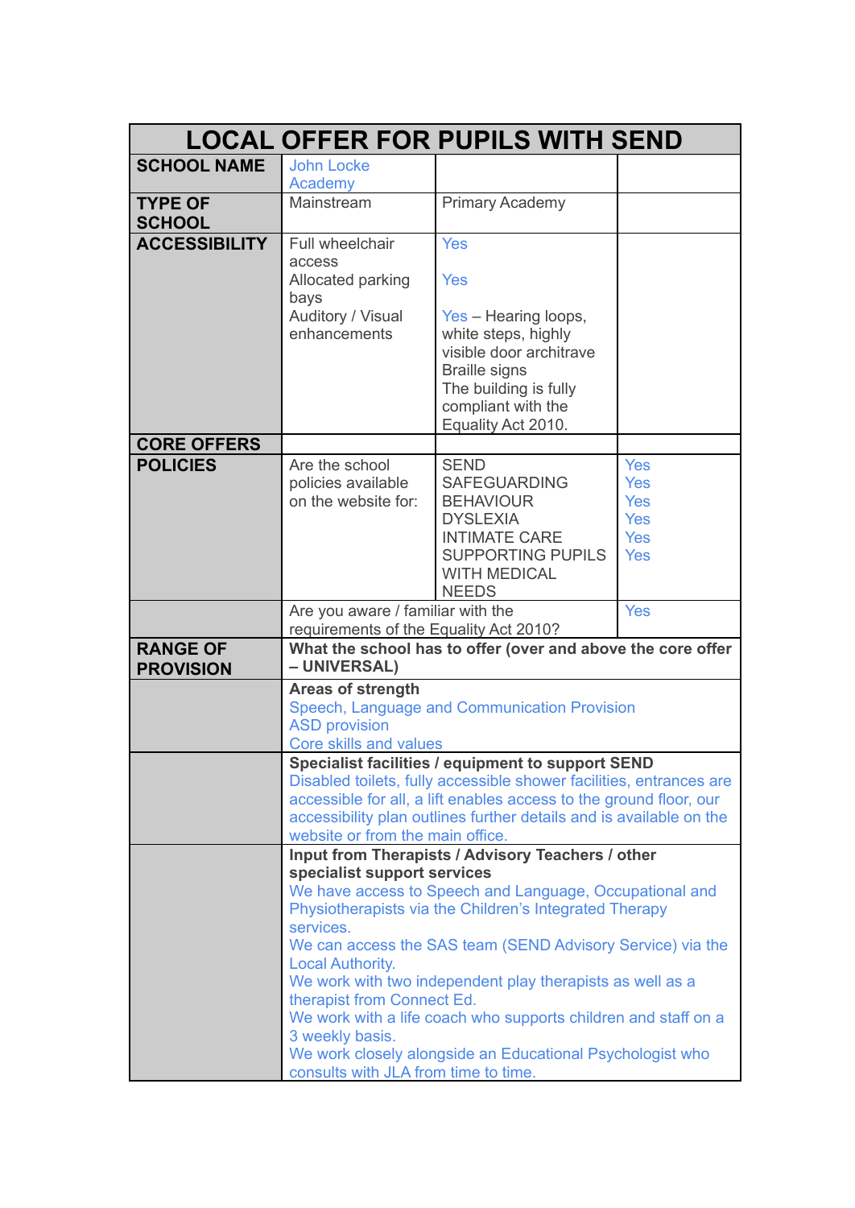# LOCAL OFFER FOR PUPILS WITH SEND

| | | | |
|---|---|---|---|
| **SCHOOL NAME** | John Locke Academy | | |
| **TYPE OF SCHOOL** | Mainstream | Primary Academy | |
| **ACCESSIBILITY** | Full wheelchair access<br>Allocated parking bays<br>Auditory / Visual enhancements | Yes<br><br>Yes<br><br>Yes – Hearing loops, white steps, highly visible door architrave Braille signs<br>The building is fully compliant with the Equality Act 2010. | |
| **CORE OFFERS** | | | |
| **POLICIES** | Are the school policies available on the website for: | SEND<br>SAFEGUARDING<br>BEHAVIOUR<br>DYSLEXIA<br>INTIMATE CARE<br>SUPPORTING PUPILS WITH MEDICAL NEEDS | Yes<br>Yes<br>Yes<br>Yes<br>Yes<br>Yes |
| | Are you aware / familiar with the requirements of the Equality Act 2010? | | Yes |
| **RANGE OF PROVISION** | **What the school has to offer (over and above the core offer – UNIVERSAL)** | | |
| | **Areas of strength**<br>Speech, Language and Communication Provision<br>ASD provision<br>Core skills and values | | |
| | **Specialist facilities / equipment to support SEND**<br>Disabled toilets, fully accessible shower facilities, entrances are accessible for all, a lift enables access to the ground floor, our accessibility plan outlines further details and is available on the website or from the main office. | | |
| | **Input from Therapists / Advisory Teachers / other specialist support services**<br>We have access to Speech and Language, Occupational and Physiotherapists via the Children's Integrated Therapy services.<br>We can access the SAS team (SEND Advisory Service) via the Local Authority.<br>We work with two independent play therapists as well as a therapist from Connect Ed.<br>We work with a life coach who supports children and staff on a 3 weekly basis.<br>We work closely alongside an Educational Psychologist who consults with JLA from time to time. | | |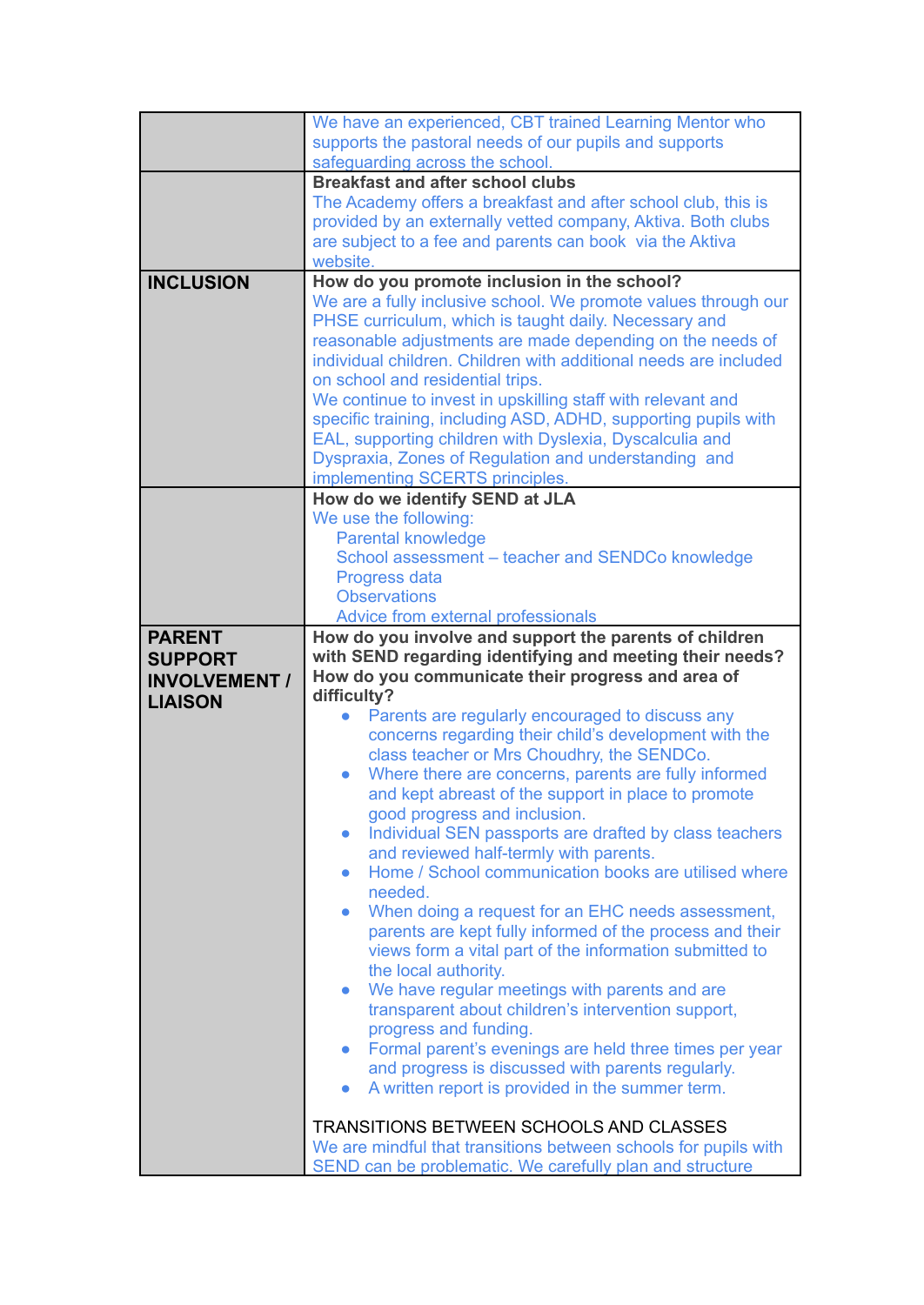| | |
|---|---|
| | We have an experienced, CBT trained Learning Mentor who supports the pastoral needs of our pupils and supports safeguarding across the school. |
| | **Breakfast and after school clubs**<br>The Academy offers a breakfast and after school club, this is provided by an externally vetted company, Aktiva. Both clubs are subject to a fee and parents can book via the Aktiva website. |
| **INCLUSION** | **How do you promote inclusion in the school?**<br>We are a fully inclusive school. We promote values through our PHSE curriculum, which is taught daily. Necessary and reasonable adjustments are made depending on the needs of individual children. Children with additional needs are included on school and residential trips.<br>We continue to invest in upskilling staff with relevant and specific training, including ASD, ADHD, supporting pupils with EAL, supporting children with Dyslexia, Dyscalcuia and Dyspraxia, Zones of Regulation and understanding and implementing SCERTS principles. |
| | **How do we identify SEND at JLA**<br>We use the following:<br>Parental knowledge<br>School assessment – teacher and SENDCo knowledge<br>Progress data<br>Observations<br>Advice from external professionals |
| **PARENT SUPPORT INVOLVEMENT / LIAISON** | **How do you involve and support the parents of children with SEND regarding identifying and meeting their needs? How do you communicate their progress and area of difficulty?**<br>• Parents are regularly encouraged to discuss any concerns regarding their child's development with the class teacher or Mrs Choudhry, the SENDCo.<br>• Where there are concerns, parents are fully informed and kept abreast of the support in place to promote good progress and inclusion.<br>• Individual SEN passports are drafted by class teachers and reviewed half-termly with parents.<br>• Home / School communication books are utilised where needed.<br>• When doing a request for an EHC needs assessment, parents are kept fully informed of the process and their views form a vital part of the information submitted to the local authority.<br>• We have regular meetings with parents and are transparent about children's intervention support, progress and funding.<br>• Formal parent's evenings are held three times per year and progress is discussed with parents regularly.<br>• A written report is provided in the summer term.<br><br>TRANSITIONS BETWEEN SCHOOLS AND CLASSES<br>We are mindful that transitions between schools for pupils with SEND can be problematic. We carefully plan and structure |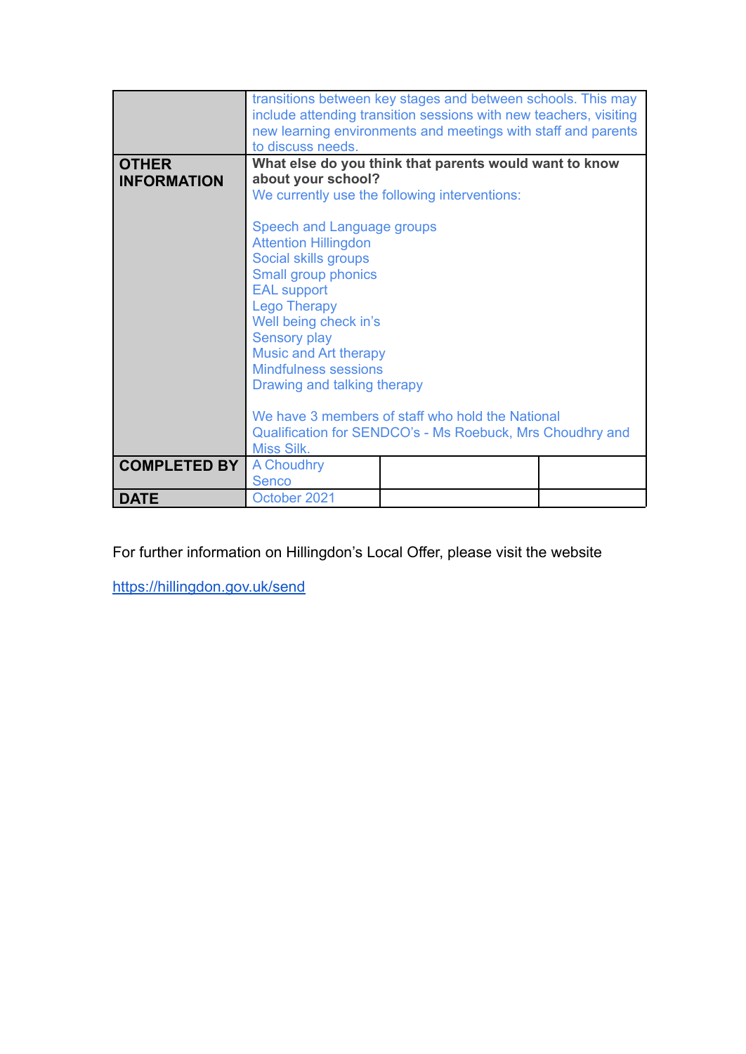| | | | |
|---|---|---|---|
| | transitions between key stages and between schools. This may include attending transition sessions with new teachers, visiting new learning environments and meetings with staff and parents to discuss needs. | | |
| **OTHER INFORMATION** | **What else do you think that parents would want to know about your school?**<br>We currently use the following interventions:<br><br>Speech and Language groups<br>Attention Hillingdon<br>Social skills groups<br>Small group phonics<br>EAL support<br>Lego Therapy<br>Well being check in's<br>Sensory play<br>Music and Art therapy<br>Mindfulness sessions<br>Drawing and talking therapy<br><br>We have 3 members of staff who hold the National Qualification for SENDCO's - Ms Roebuck, Mrs Choudhry and Miss Silk. | | |
| **COMPLETED BY** | A Choudhry<br>Senco | | |
| **DATE** | October 2021 | | |

For further information on Hillingdon's Local Offer, please visit the website

https://hillingdon.gov.uk/send